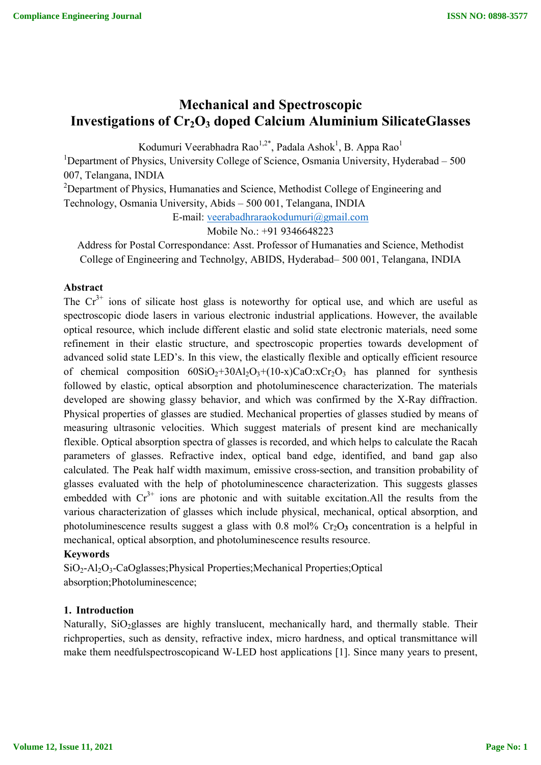# Mechanical and Spectroscopic Investigations of $Cr_2O_3$ doped Calcium Aluminium SilicateGlasses

Kodumuri Veerabhadra Rao[1,2*], Padala Ashok[1], B. Appa Rao[1]

[1]Department of Physics, University College of Science, Osmania University, Hyderabad – 500 007, Telangana, INDIA

[2]Department of Physics, Humanities and Science, Methodist College of Engineering and Technology, Osmania University, Abids – 500 001, Telangana, INDIA

E-mail: veerabadhraraokodumuri@gmail.com

Mobile No.: +91 9346648223

Address for Postal Correspondance: Asst. Professor of Humanaties and Science, Methodist College of Engineering and Technolgy, ABIDS, Hyderabad– 500 001, Telangana, INDIA

## Abstract

The $Cr^{3+}$ ions of silicate host glass is noteworthy for optical use, and which are useful as spectroscopic diode lasers in various electronic industrial applications. However, the available optical resource, which include different elastic and solid state electronic materials, need some refinement in their elastic structure, and spectroscopic properties towards development of advanced solid state LED's. In this view, the elastically flexible and optically efficient resource of chemical composition $60SiO_2$+$30Al_2O_3$+(10-x)CaO:x$Cr_2O_3$ has planned for synthesis followed by elastic, optical absorption and photoluminescence characterization. The materials developed are showing glassy behavior, and which was confirmed by the X-Ray diffraction. Physical properties of glasses are studied. Mechanical properties of glasses studied by means of measuring ultrasonic velocities. Which suggest materials of present kind are mechanically flexible. Optical absorption spectra of glasses is recorded, and which helps to calculate the Racah parameters of glasses. Refractive index, optical band edge, identified, and band gap also calculated. The Peak half width maximum, emissive cross-section, and transition probability of glasses evaluated with the help of photoluminescence characterization. This suggests glasses embedded with $Cr^{3+}$ ions are photonic and with suitable excitation.All the results from the various characterization of glasses which include physical, mechanical, optical absorption, and photoluminescence results suggest a glass with 0.8 mol% $Cr_2O_3$ concentration is a helpful in mechanical, optical absorption, and photoluminescence results resource.

## Keywords

$SiO_2$-$Al_2O_3$-CaOglasses;Physical Properties;Mechanical Properties;Optical absorption;Photoluminescence;

## 1. Introduction

Naturally, $SiO_2$glasses are highly translucent, mechanically hard, and thermally stable. Their richproperties, such as density, refractive index, micro hardness, and optical transmittance will make them needfulspectroscopicand W-LED host applications [1]. Since many years to present,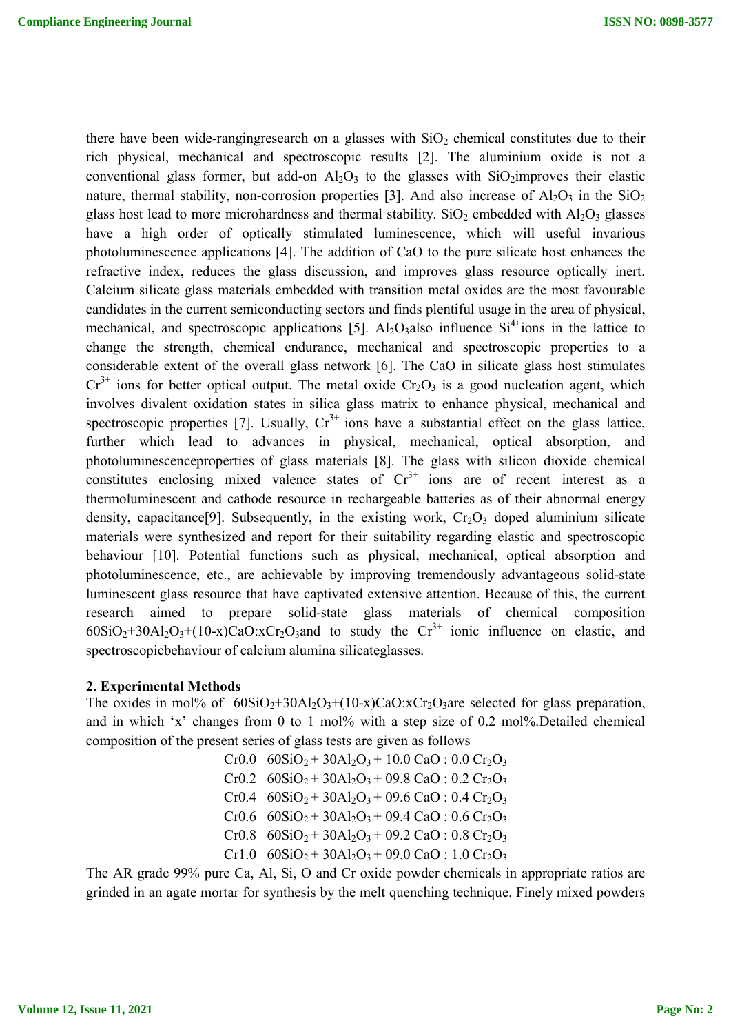there have been wide-rangingresearch on a glasses with $SiO_2$ chemical constitutes due to their rich physical, mechanical and spectroscopic results [2]. The aluminium oxide is not a conventional glass former, but add-on $Al_2O_3$ to the glasses with $SiO_2$improves their elastic nature, thermal stability, non-corrosion properties [3]. And also increase of $Al_2O_3$ in the $SiO_2$ glass host lead to more microhardness and thermal stability. $SiO_2$ embedded with $Al_2O_3$ glasses have a high order of optically stimulated luminescence, which will useful invarious photoluminescence applications [4]. The addition of CaO to the pure silicate host enhances the refractive index, reduces the glass discussion, and improves glass resource optically inert. Calcium silicate glass materials embedded with transition metal oxides are the most favourable candidates in the current semiconducting sectors and finds plentiful usage in the area of physical, mechanical, and spectroscopic applications [5]. $Al_2O_3$also influence $Si^{4+}$ions in the lattice to change the strength, chemical endurance, mechanical and spectroscopic properties to a considerable extent of the overall glass network [6]. The CaO in silicate glass host stimulates $Cr^{3+}$ ions for better optical output. The metal oxide $Cr_2O_3$ is a good nucleation agent, which involves divalent oxidation states in silica glass matrix to enhance physical, mechanical and spectroscopic properties [7]. Usually, $Cr^{3+}$ ions have a substantial effect on the glass lattice, further which lead to advances in physical, mechanical, optical absorption, and photoluminescenceproperties of glass materials [8]. The glass with silicon dioxide chemical constitutes enclosing mixed valence states of $Cr^{3+}$ ions are of recent interest as a thermoluminescent and cathode resource in rechargeable batteries as of their abnormal energy density, capacitance[9]. Subsequently, in the existing work, $Cr_2O_3$ doped aluminium silicate materials were synthesized and report for their suitability regarding elastic and spectroscopic behaviour [10]. Potential functions such as physical, mechanical, optical absorption and photoluminescence, etc., are achievable by improving tremendously advantageous solid-state luminescent glass resource that have captivated extensive attention. Because of this, the current research aimed to prepare solid-state glass materials of chemical composition $60SiO_2+30Al_2O_3+(10-x)CaO:xCr_2O_3$and to study the $Cr^{3+}$ ionic influence on elastic, and spectroscopicbehaviour of calcium alumina silicateglasses.

## 2. Experimental Methods

The oxides in mol% of $60SiO_2+30Al_2O_3+(10-x)CaO:xCr_2O_3$are selected for glass preparation, and in which 'x' changes from 0 to 1 mol% with a step size of 0.2 mol%.Detailed chemical composition of the present series of glass tests are given as follows

Cr0.0 $60SiO_2 + 30Al_2O_3 + 10.0\ CaO : 0.0\ Cr_2O_3$

Cr0.2 $60SiO_2 + 30Al_2O_3 + 09.8\ CaO : 0.2\ Cr_2O_3$

Cr0.4 $60SiO_2 + 30Al_2O_3 + 09.6\ CaO : 0.4\ Cr_2O_3$

Cr0.6 $60SiO_2 + 30Al_2O_3 + 09.4\ CaO : 0.6\ Cr_2O_3$

Cr0.8 $60SiO_2 + 30Al_2O_3 + 09.2\ CaO : 0.8\ Cr_2O_3$

Cr1.0 $60SiO_2 + 30Al_2O_3 + 09.0\ CaO : 1.0\ Cr_2O_3$

The AR grade 99% pure Ca, Al, Si, O and Cr oxide powder chemicals in appropriate ratios are grinded in an agate mortar for synthesis by the melt quenching technique. Finely mixed powders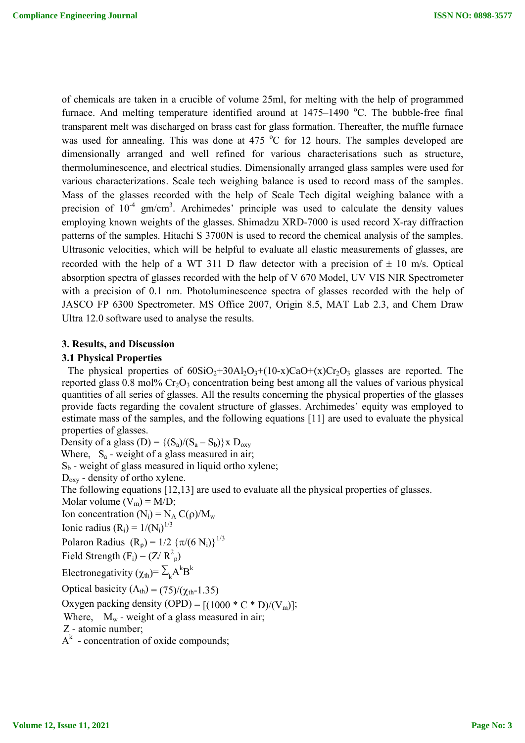of chemicals are taken in a crucible of volume 25ml, for melting with the help of programmed furnace. And melting temperature identified around at 1475–1490 $^oC$. The bubble-free final transparent melt was discharged on brass cast for glass formation. Thereafter, the muffle furnace was used for annealing. This was done at 475 $^oC$ for 12 hours. The samples developed are dimensionally arranged and well refined for various characterisations such as structure, thermoluminescence, and electrical studies. Dimensionally arranged glass samples were used for various characterizations. Scale tech weighing balance is used to record mass of the samples. Mass of the glasses recorded with the help of Scale Tech digital weighing balance with a precision of $10^{-4}$ gm/cm$^3$. Archimedes' principle was used to calculate the density values employing known weights of the glasses. Shimadzu XRD-7000 is used record X-ray diffraction patterns of the samples. Hitachi S 3700N is used to record the chemical analysis of the samples. Ultrasonic velocities, which will be helpful to evaluate all elastic measurements of glasses, are recorded with the help of a WT 311 D flaw detector with a precision of ± 10 m/s. Optical absorption spectra of glasses recorded with the help of V 670 Model, UV VIS NIR Spectrometer with a precision of 0.1 nm. Photoluminescence spectra of glasses recorded with the help of JASCO FP 6300 Spectrometer. MS Office 2007, Origin 8.5, MAT Lab 2.3, and Chem Draw Ultra 12.0 software used to analyse the results.

## 3. Results, and Discussion

### 3.1 Physical Properties

The physical properties of $60SiO_2$+$30Al_2O_3$+(10-x)CaO+(x)$Cr_2O_3$ glasses are reported. The reported glass 0.8 mol% $Cr_2O_3$ concentration being best among all the values of various physical quantities of all series of glasses. All the results concerning the physical properties of the glasses provide facts regarding the covalent structure of glasses. Archimedes' equity was employed to estimate mass of the samples, and the following equations [11] are used to evaluate the physical properties of glasses.

Density of a glass (D) = $\{(S_a)/(S_a - S_b)\} \times D_{oxy}$

Where, $S_a$ - weight of a glass measured in air;

$S_b$ - weight of glass measured in liquid ortho xylene;

$D_{oxy}$ - density of ortho xylene.

The following equations [12,13] are used to evaluate all the physical properties of glasses.

Molar volume ($V_m$) = M/D;

Ion concentration ($N_i$) = $N_A\, C(\rho)/M_w$

Ionic radius ($R_i$) = $1/(N_i)^{1/3}$

Polaron Radius ($R_p$) = $1/2\ \{\pi/(6\, N_i)\}^{1/3}$

Field Strength ($F_i$) = $(Z/\, R_p^2)$

Electronegativity ($\chi_{th}$)= $\sum_k A^k B^k$

Optical basicity ($\Lambda_{th}$) = $(75)/(\chi_{th}$-1.35)

Oxygen packing density (OPD) = $[(1000 * C * D)/(V_m)]$;

Where, $M_w$ - weight of a glass measured in air;

Z - atomic number;

$A^k$ - concentration of oxide compounds;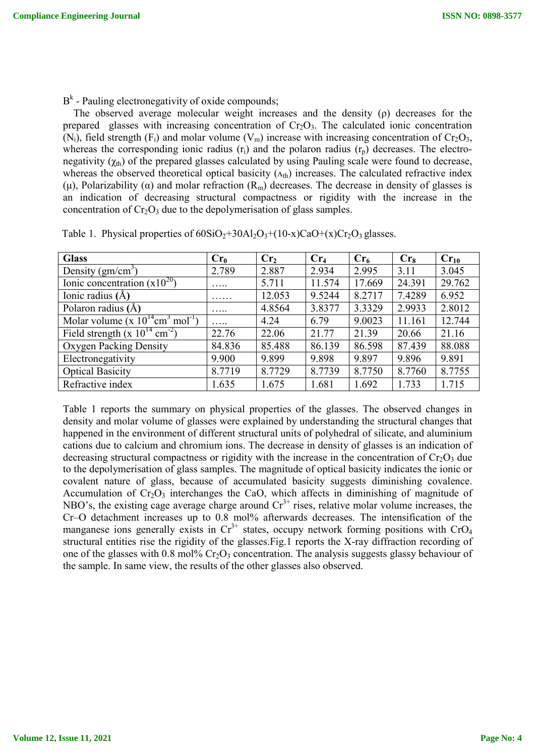$B^k$ - Pauling electronegativity of oxide compounds;

The observed average molecular weight increases and the density (ρ) decreases for the prepared glasses with increasing concentration of $Cr_2O_3$. The calculated ionic concentration ($N_i$), field strength ($F_i$) and molar volume ($V_m$) increase with increasing concentration of $Cr_2O_3$, whereas the corresponding ionic radius ($r_i$) and the polaron radius ($r_p$) decreases. The electro-negativity ($\chi_{th}$) of the prepared glasses calculated by using Pauling scale were found to decrease, whereas the observed theoretical optical basicity ($\Lambda_{th}$) increases. The calculated refractive index (μ), Polarizability (α) and molar refraction ($R_m$) decreases. The decrease in density of glasses is an indication of decreasing structural compactness or rigidity with the increase in the concentration of $Cr_2O_3$ due to the depolymerisation of glass samples.

Table 1. Physical properties of $60SiO_2$+$30Al_2O_3$+$(10\text{-}x)CaO$+$(x)Cr_2O_3$ glasses.

| Glass | $Cr_0$ | $Cr_2$ | $Cr_4$ | $Cr_6$ | $Cr_8$ | $Cr_{10}$ |
|---|---|---|---|---|---|---|
| Density ($gm/cm^3$) | 2.789 | 2.887 | 2.934 | 2.995 | 3.11 | 3.045 |
| Ionic concentration ($x10^{20}$) | ….. | 5.711 | 11.574 | 17.669 | 24.391 | 29.762 |
| Ionic radius (Å) | …… | 12.053 | 9.5244 | 8.2717 | 7.4289 | 6.952 |
| Polaron radius (Å) | ….. | 4.8564 | 3.8377 | 3.3329 | 2.9933 | 2.8012 |
| Molar volume ($x\ 10^{14} cm^3\ mol^{-1}$) | ….. | 4.24 | 6.79 | 9.0023 | 11.161 | 12.744 |
| Field strength ($x\ 10^{14}\ cm^{-2}$) | 22.76 | 22.06 | 21.77 | 21.39 | 20.66 | 21.16 |
| Oxygen Packing Density | 84.836 | 85.488 | 86.139 | 86.598 | 87.439 | 88.088 |
| Electronegativity | 9.900 | 9.899 | 9.898 | 9.897 | 9.896 | 9.891 |
| Optical Basicity | 8.7719 | 8.7729 | 8.7739 | 8.7750 | 8.7760 | 8.7755 |
| Refractive index | 1.635 | 1.675 | 1.681 | 1.692 | 1.733 | 1.715 |

Table 1 reports the summary on physical properties of the glasses. The observed changes in density and molar volume of glasses were explained by understanding the structural changes that happened in the environment of different structural units of polyhedral of silicate, and aluminium cations due to calcium and chromium ions. The decrease in density of glasses is an indication of decreasing structural compactness or rigidity with the increase in the concentration of $Cr_2O_3$ due to the depolymerisation of glass samples. The magnitude of optical basicity indicates the ionic or covalent nature of glass, because of accumulated basicity suggests diminishing covalence. Accumulation of $Cr_2O_3$ interchanges the CaO, which affects in diminishing of magnitude of NBO's, the existing cage average charge around $Cr^{3+}$ rises, relative molar volume increases, the Cr–O detachment increases up to 0.8 mol% afterwards decreases. The intensification of the manganese ions generally exists in $Cr^{3+}$ states, occupy network forming positions with $CrO_4$ structural entities rise the rigidity of the glasses.Fig.1 reports the X-ray diffraction recording of one of the glasses with 0.8 mol% $Cr_2O_3$ concentration. The analysis suggests glassy behaviour of the sample. In same view, the results of the other glasses also observed.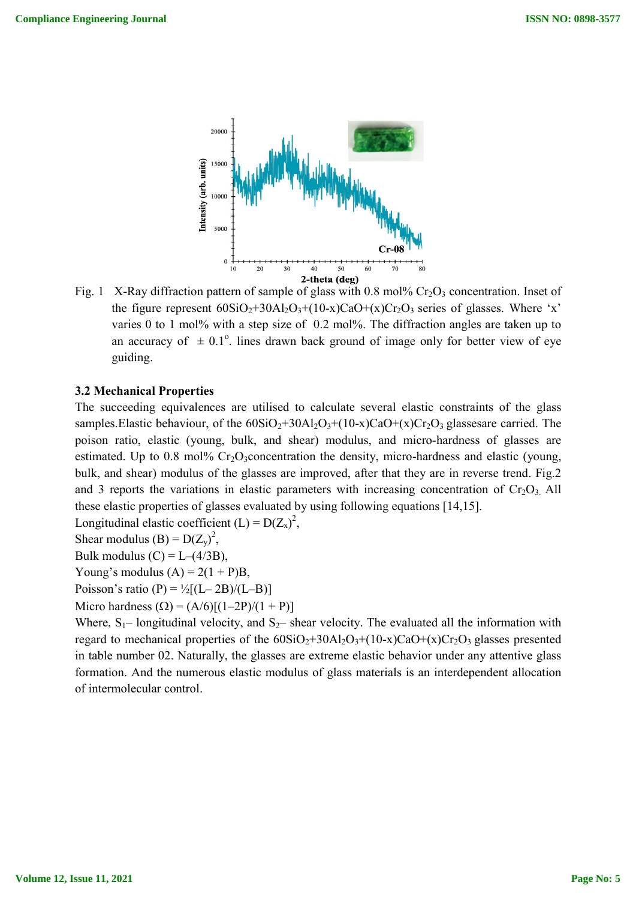Fig. 1 X-Ray diffraction pattern of sample of glass with 0.8 mol% $Cr_2O_3$ concentration. Inset of the figure represent $60SiO_2$+$30Al_2O_3$+(10-x)CaO+(x)$Cr_2O_3$ series of glasses. Where 'x' varies 0 to 1 mol% with a step size of 0.2 mol%. The diffraction angles are taken up to an accuracy of $\pm$ 0.1°. lines drawn back ground of image only for better view of eye guiding.

### 3.2 Mechanical Properties

The succeeding equivalences are utilised to calculate several elastic constraints of the glass samples.Elastic behaviour, of the $60SiO_2$+$30Al_2O_3$+(10-x)CaO+(x)$Cr_2O_3$ glassesare carried. The poison ratio, elastic (young, bulk, and shear) modulus, and micro-hardness of glasses are estimated. Up to 0.8 mol% $Cr_2O_3$concentration the density, micro-hardness and elastic (young, bulk, and shear) modulus of the glasses are improved, after that they are in reverse trend. Fig.2 and 3 reports the variations in elastic parameters with increasing concentration of $Cr_2O_3$. All these elastic properties of glasses evaluated by using following equations [14,15].

Longitudinal elastic coefficient (L) = $D(Z_x)^2$,

Shear modulus (B) = $D(Z_y)^2$,

Bulk modulus (C) = L–(4/3B),

Young's modulus (A) = 2(1 + P)B,

Poisson's ratio (P) = ½[(L– 2B)/(L–B)]

Micro hardness (Ω) = (A/6)[(1–2P)/(1 + P)]

Where, $S_1$– longitudinal velocity, and $S_2$– shear velocity. The evaluated all the information with regard to mechanical properties of the $60SiO_2$+$30Al_2O_3$+(10-x)CaO+(x)$Cr_2O_3$ glasses presented in table number 02. Naturally, the glasses are extreme elastic behavior under any attentive glass formation. And the numerous elastic modulus of glass materials is an interdependent allocation of intermolecular control.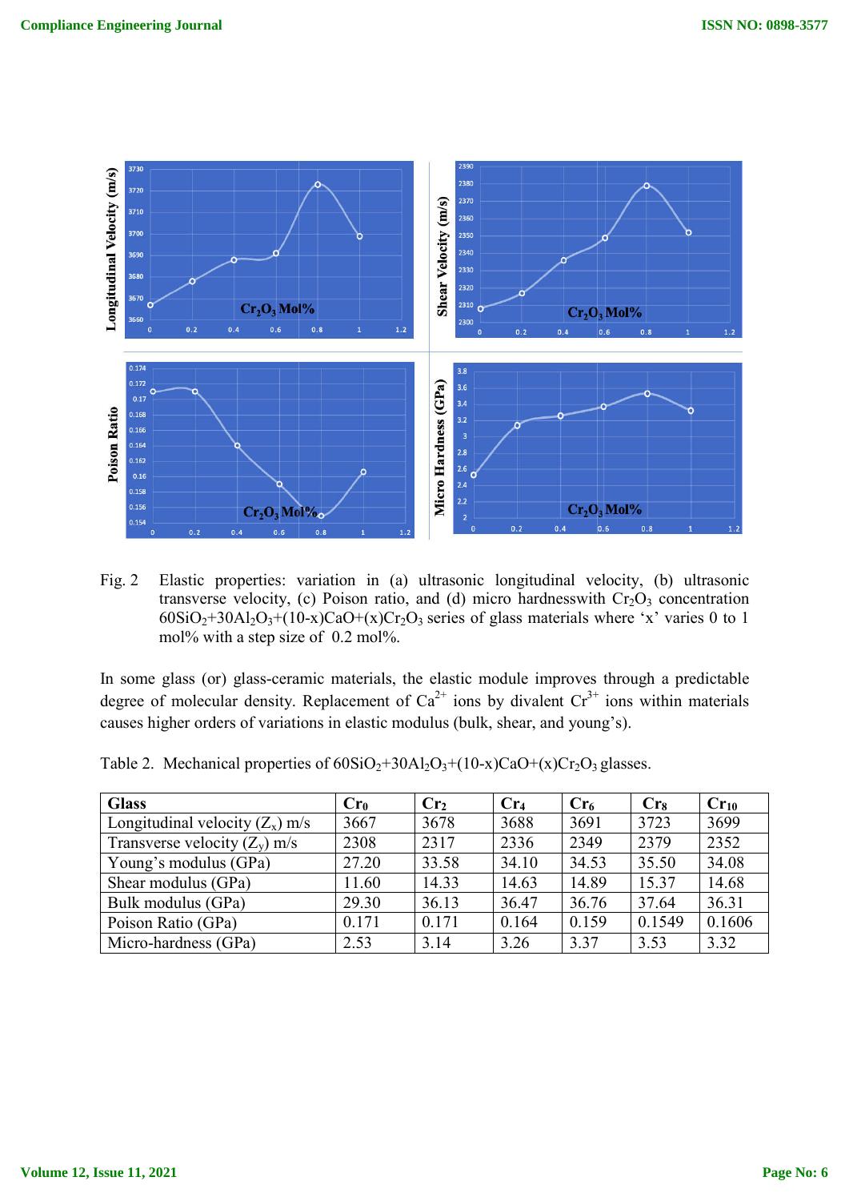Fig. 2 Elastic properties: variation in (a) ultrasonic longitudinal velocity, (b) ultrasonic transverse velocity, (c) Poison ratio, and (d) micro hardnesswith $Cr_2O_3$ concentration $60SiO_2+30Al_2O_3+(10-x)CaO+(x)Cr_2O_3$ series of glass materials where 'x' varies 0 to 1 mol% with a step size of 0.2 mol%.

In some glass (or) glass-ceramic materials, the elastic module improves through a predictable degree of molecular density. Replacement of $Ca^{2+}$ ions by divalent $Cr^{3+}$ ions within materials causes higher orders of variations in elastic modulus (bulk, shear, and young's).

Table 2. Mechanical properties of $60SiO_2+30Al_2O_3+(10-x)CaO+(x)Cr_2O_3$ glasses.

| Glass | $Cr_0$ | $Cr_2$ | $Cr_4$ | $Cr_6$ | $Cr_8$ | $Cr_{10}$ |
|---|---|---|---|---|---|---|
| Longitudinal velocity ($Z_x$) m/s | 3667 | 3678 | 3688 | 3691 | 3723 | 3699 |
| Transverse velocity ($Z_y$) m/s | 2308 | 2317 | 2336 | 2349 | 2379 | 2352 |
| Young's modulus (GPa) | 27.20 | 33.58 | 34.10 | 34.53 | 35.50 | 34.08 |
| Shear modulus (GPa) | 11.60 | 14.33 | 14.63 | 14.89 | 15.37 | 14.68 |
| Bulk modulus (GPa) | 29.30 | 36.13 | 36.47 | 36.76 | 37.64 | 36.31 |
| Poison Ratio (GPa) | 0.171 | 0.171 | 0.164 | 0.159 | 0.1549 | 0.1606 |
| Micro-hardness (GPa) | 2.53 | 3.14 | 3.26 | 3.37 | 3.53 | 3.32 |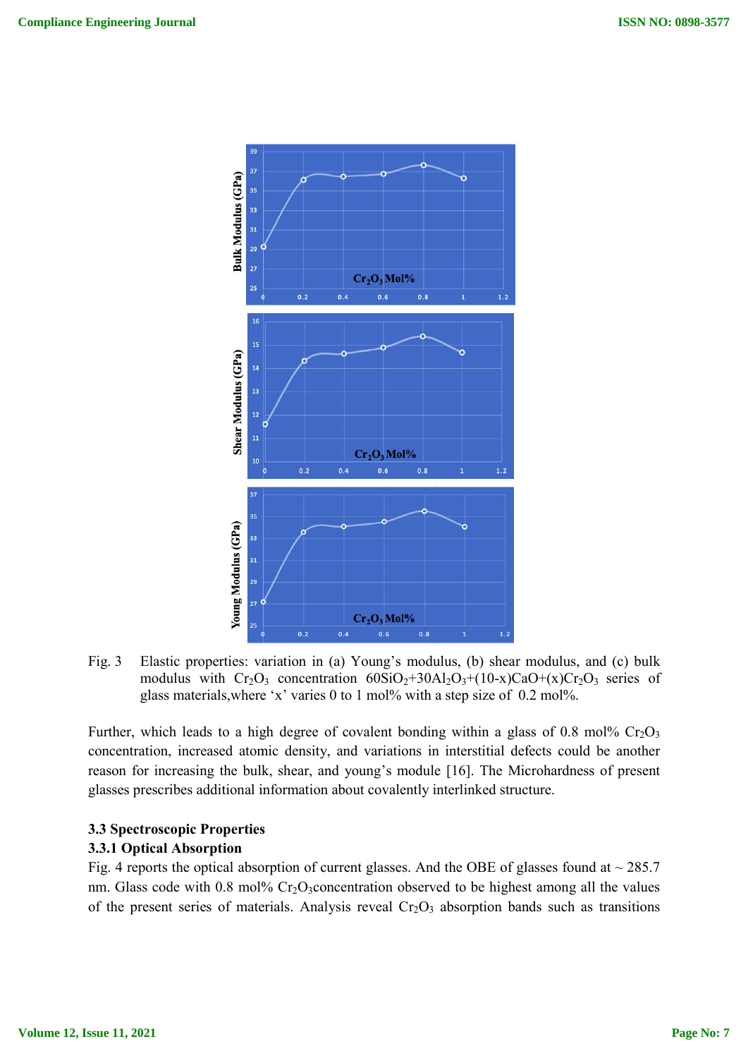Fig. 3 Elastic properties: variation in (a) Young's modulus, (b) shear modulus, and (c) bulk modulus with $Cr_2O_3$ concentration $60SiO_2$+$30Al_2O_3$+(10-x)CaO+(x)$Cr_2O_3$ series of glass materials,where 'x' varies 0 to 1 mol% with a step size of 0.2 mol%.

Further, which leads to a high degree of covalent bonding within a glass of 0.8 mol% $Cr_2O_3$ concentration, increased atomic density, and variations in interstitial defects could be another reason for increasing the bulk, shear, and young's module [16]. The Microhardness of present glasses prescribes additional information about covalently interlinked structure.

### 3.3 Spectroscopic Properties

#### 3.3.1 Optical Absorption

Fig. 4 reports the optical absorption of current glasses. And the OBE of glasses found at ~ 285.7 nm. Glass code with 0.8 mol% $Cr_2O_3$concentration observed to be highest among all the values of the present series of materials. Analysis reveal $Cr_2O_3$ absorption bands such as transitions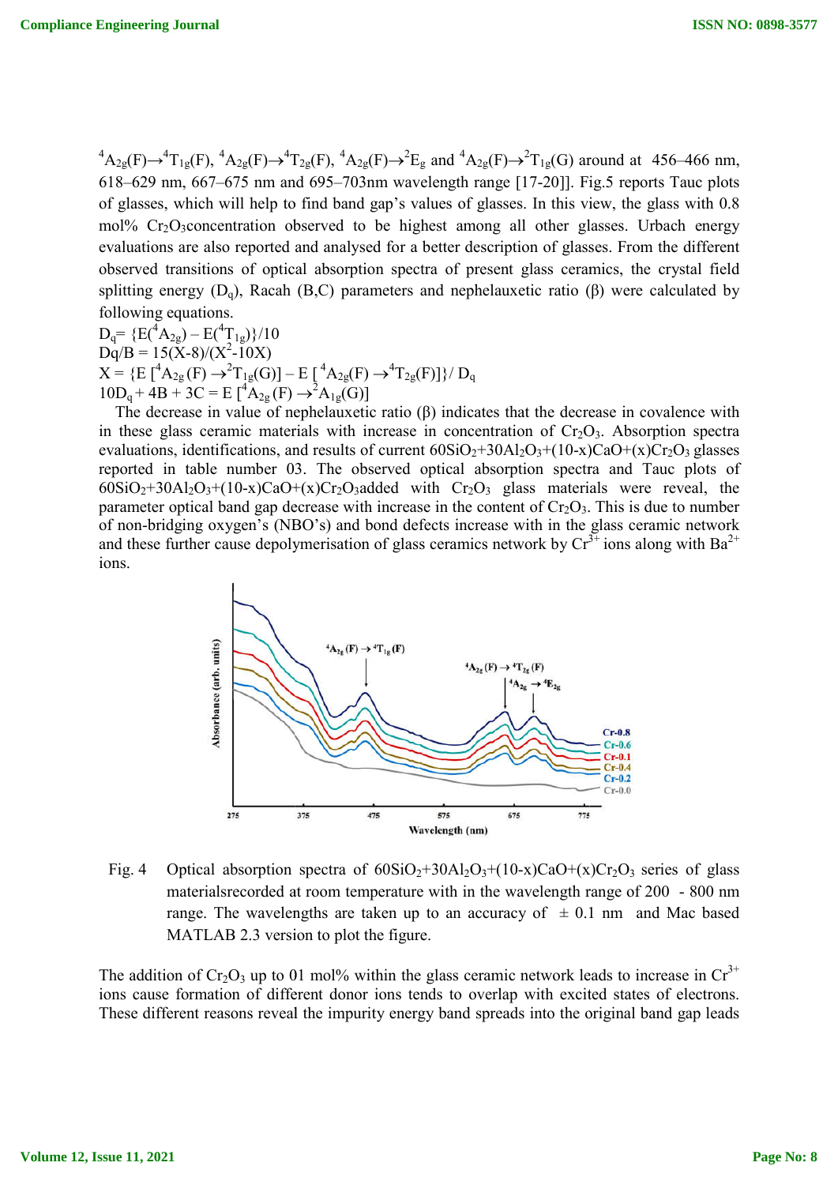$^4A_{2g}(F)\rightarrow{}^4T_{1g}(F)$, $^4A_{2g}(F)\rightarrow{}^4T_{2g}(F)$, $^4A_{2g}(F)\rightarrow{}^2E_g$ and $^4A_{2g}(F)\rightarrow{}^2T_{1g}(G)$ around at 456–466 nm, 618–629 nm, 667–675 nm and 695–703nm wavelength range [17-20]]. Fig.5 reports Tauc plots of glasses, which will help to find band gap's values of glasses. In this view, the glass with 0.8 mol% $Cr_2O_3$concentration observed to be highest among all other glasses. Urbach energy evaluations are also reported and analysed for a better description of glasses. From the different observed transitions of optical absorption spectra of present glass ceramics, the crystal field splitting energy ($D_q$), Racah (B,C) parameters and nephelauxetic ratio (β) were calculated by following equations.

$D_q= \{E(^4A_{2g}) – E(^4T_{1g})\}/10$

$Dq/B = 15(X-8)/(X^2-10X)$

$X = \{E\ [^4A_{2g}(F) \rightarrow{}^2T_{1g}(G)] – E\ [^4A_{2g}(F) \rightarrow{}^4T_{2g}(F)]\}/ D_q$

$10D_q + 4B + 3C = E\ [^4A_{2g}(F) \rightarrow{}^2A_{1g}(G)]$

The decrease in value of nephelauxetic ratio (β) indicates that the decrease in covalence with in these glass ceramic materials with increase in concentration of $Cr_2O_3$. Absorption spectra evaluations, identifications, and results of current $60SiO_2$+$30Al_2O_3$+(10-x)CaO+(x)$Cr_2O_3$ glasses reported in table number 03. The observed optical absorption spectra and Tauc plots of $60SiO_2$+$30Al_2O_3$+(10-x)CaO+(x)$Cr_2O_3$added with $Cr_2O_3$ glass materials were reveal, the parameter optical band gap decrease with increase in the content of $Cr_2O_3$. This is due to number of non-bridging oxygen's (NBO's) and bond defects increase with in the glass ceramic network and these further cause depolymerisation of glass ceramics network by $Cr^{3+}$ ions along with $Ba^{2+}$ ions.

Fig. 4 Optical absorption spectra of $60SiO_2$+$30Al_2O_3$+(10-x)CaO+(x)$Cr_2O_3$ series of glass materialsrecorded at room temperature with in the wavelength range of 200 - 800 nm range. The wavelengths are taken up to an accuracy of ± 0.1 nm and Mac based MATLAB 2.3 version to plot the figure.

The addition of $Cr_2O_3$ up to 01 mol% within the glass ceramic network leads to increase in $Cr^{3+}$ ions cause formation of different donor ions tends to overlap with excited states of electrons. These different reasons reveal the impurity energy band spreads into the original band gap leads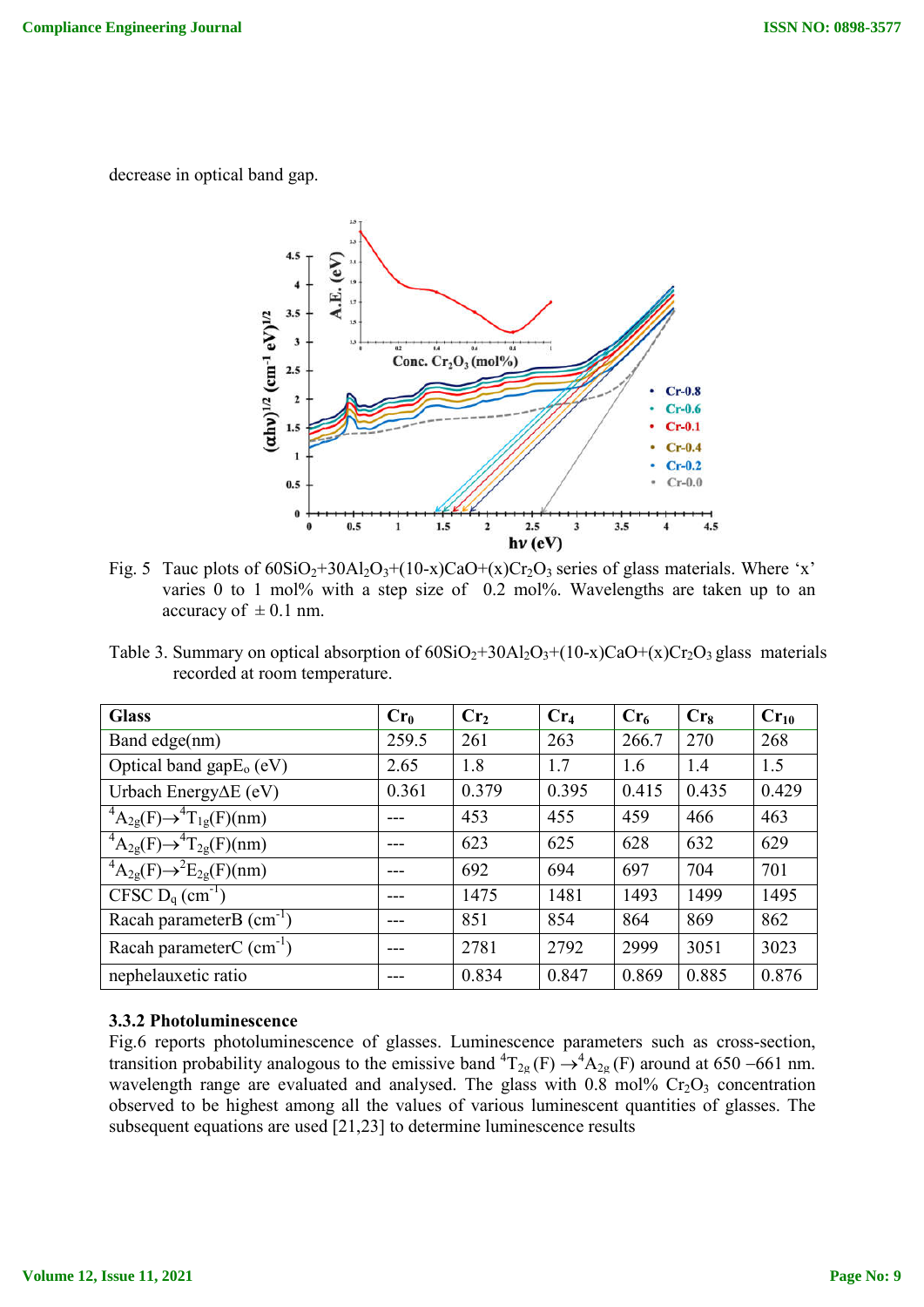decrease in optical band gap.

Fig. 5 Tauc plots of $60SiO_2$+$30Al_2O_3$+(10-x)CaO+(x)$Cr_2O_3$ series of glass materials. Where 'x' varies 0 to 1 mol% with a step size of 0.2 mol%. Wavelengths are taken up to an accuracy of ± 0.1 nm.

Table 3. Summary on optical absorption of $60SiO_2$+$30Al_2O_3$+(10-x)CaO+(x)$Cr_2O_3$ glass materials recorded at room temperature.

| Glass | $Cr_0$ | $Cr_2$ | $Cr_4$ | $Cr_6$ | $Cr_8$ | $Cr_{10}$ |
|---|---|---|---|---|---|---|
| Band edge(nm) | 259.5 | 261 | 263 | 266.7 | 270 | 268 |
| Optical band gap$E_o$ (eV) | 2.65 | 1.8 | 1.7 | 1.6 | 1.4 | 1.5 |
| Urbach Energy$\Delta E$ (eV) | 0.361 | 0.379 | 0.395 | 0.415 | 0.435 | 0.429 |
| $^4A_{2g}(F)\rightarrow^4T_{1g}(F)$(nm) | --- | 453 | 455 | 459 | 466 | 463 |
| $^4A_{2g}(F)\rightarrow^4T_{2g}(F)$(nm) | --- | 623 | 625 | 628 | 632 | 629 |
| $^4A_{2g}(F)\rightarrow^2E_{2g}(F)$(nm) | --- | 692 | 694 | 697 | 704 | 701 |
| CFSC $D_q$ ($cm^{-1}$) | --- | 1475 | 1481 | 1493 | 1499 | 1495 |
| Racah parameterB ($cm^{-1}$) | --- | 851 | 854 | 864 | 869 | 862 |
| Racah parameterC ($cm^{-1}$) | --- | 2781 | 2792 | 2999 | 3051 | 3023 |
| nephelauxetic ratio | --- | 0.834 | 0.847 | 0.869 | 0.885 | 0.876 |

### 3.3.2 Photoluminescence

Fig.6 reports photoluminescence of glasses. Luminescence parameters such as cross-section, transition probability analogous to the emissive band $^4T_{2g}$ (F) $\rightarrow$$^4A_{2g}$ (F) around at 650 –661 nm. wavelength range are evaluated and analysed. The glass with 0.8 mol% $Cr_2O_3$ concentration observed to be highest among all the values of various luminescent quantities of glasses. The subsequent equations are used [21,23] to determine luminescence results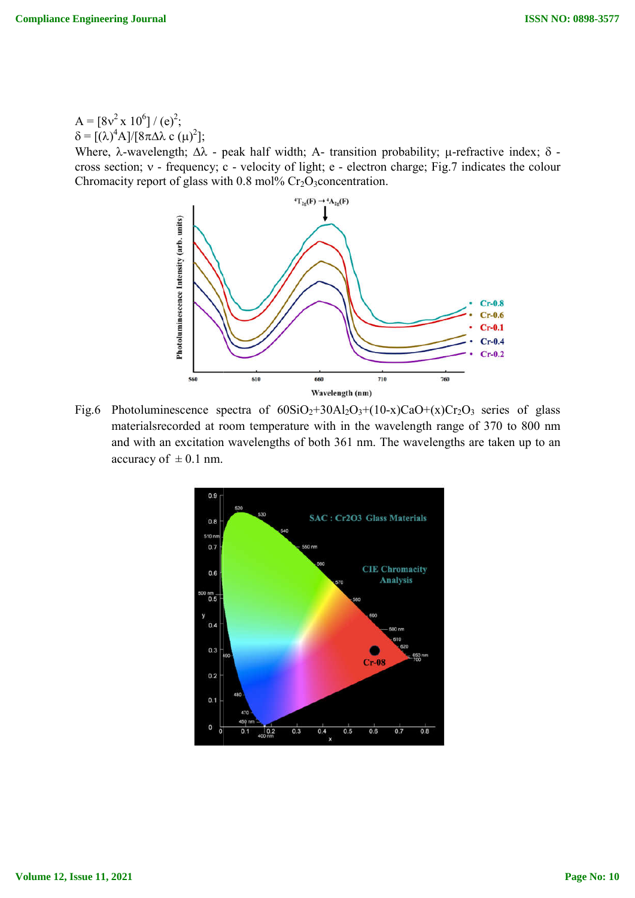$A = [8\nu^2 \times 10^6] / (e)^2$;

$\delta = [(\lambda)^4 A]/[8\pi\Delta\lambda\ c\ (\mu)^2]$;

Where, λ-wavelength; Δλ - peak half width; A- transition probability; μ-refractive index; δ - cross section; ν - frequency; c - velocity of light; e - electron charge; Fig.7 indicates the colour Chromacity report of glass with 0.8 mol% $Cr_2O_3$concentration.

Fig.6 Photoluminescence spectra of $60SiO_2$+$30Al_2O_3$+(10-x)CaO+(x)$Cr_2O_3$ series of glass materialsrecorded at room temperature with in the wavelength range of 370 to 800 nm and with an excitation wavelengths of both 361 nm. The wavelengths are taken up to an accuracy of ± 0.1 nm.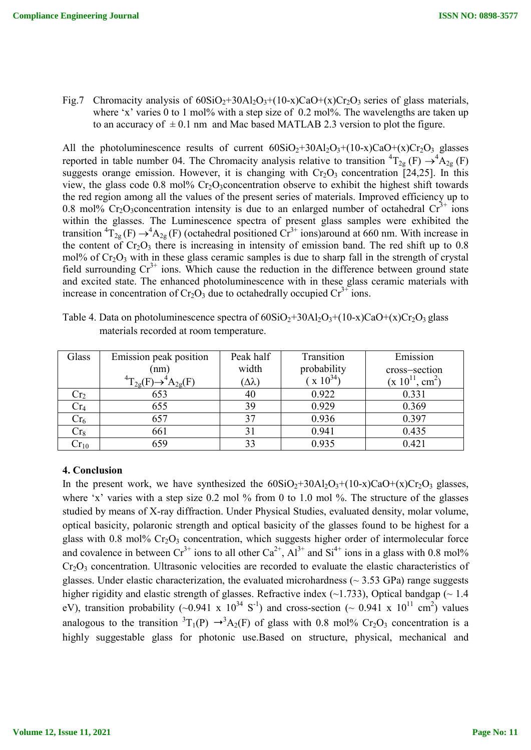Fig.7 Chromacity analysis of $60SiO_2$+$30Al_2O_3$+(10-x)CaO+(x)$Cr_2O_3$ series of glass materials, where 'x' varies 0 to 1 mol% with a step size of 0.2 mol%. The wavelengths are taken up to an accuracy of $\pm$ 0.1 nm and Mac based MATLAB 2.3 version to plot the figure.

All the photoluminescence results of current $60SiO_2$+$30Al_2O_3$+(10-x)CaO+(x)$Cr_2O_3$ glasses reported in table number 04. The Chromacity analysis relative to transition $^4T_{2g}$ (F) $\rightarrow$$^4A_{2g}$ (F) suggests orange emission. However, it is changing with $Cr_2O_3$ concentration [24,25]. In this view, the glass code 0.8 mol% $Cr_2O_3$concentration observe to exhibit the highest shift towards the red region among all the values of the present series of materials. Improved efficiency up to 0.8 mol% $Cr_2O_3$concentration intensity is due to an enlarged number of octahedral $Cr^{3+}$ ions within the glasses. The Luminescence spectra of present glass samples were exhibited the transition $^4T_{2g}$ (F) $\rightarrow$$^4A_{2g}$ (F) (octahedral positioned $Cr^{3+}$ ions)around at 660 nm. With increase in the content of $Cr_2O_3$ there is increasing in intensity of emission band. The red shift up to 0.8 mol% of $Cr_2O_3$ with in these glass ceramic samples is due to sharp fall in the strength of crystal field surrounding $Cr^{3+}$ ions. Which cause the reduction in the difference between ground state and excited state. The enhanced photoluminescence with in these glass ceramic materials with increase in concentration of $Cr_2O_3$ due to octahedrally occupied $Cr^{3+}$ ions.

Table 4. Data on photoluminescence spectra of $60SiO_2$+$30Al_2O_3$+(10-x)CaO+(x)$Cr_2O_3$ glass materials recorded at room temperature.

| Glass | Emission peak position (nm) $^4T_{2g}(F)\rightarrow{}^4A_{2g}(F)$ | Peak half width ($\Delta\lambda$) | Transition probability ( x $10^{34}$) | Emission cross–section (x $10^{11}$, $cm^2$) |
|---|---|---|---|---|
| $Cr_2$ | 653 | 40 | 0.922 | 0.331 |
| $Cr_4$ | 655 | 39 | 0.929 | 0.369 |
| $Cr_6$ | 657 | 37 | 0.936 | 0.397 |
| $Cr_8$ | 661 | 31 | 0.941 | 0.435 |
| $Cr_{10}$ | 659 | 33 | 0.935 | 0.421 |

## 4. Conclusion

In the present work, we have synthesized the $60SiO_2$+$30Al_2O_3$+(10-x)CaO+(x)$Cr_2O_3$ glasses, where 'x' varies with a step size 0.2 mol % from 0 to 1.0 mol %. The structure of the glasses studied by means of X-ray diffraction. Under Physical Studies, evaluated density, molar volume, optical basicity, polaronic strength and optical basicity of the glasses found to be highest for a glass with 0.8 mol% $Cr_2O_3$ concentration, which suggests higher order of intermolecular force and covalence in between $Cr^{3+}$ ions to all other $Ca^{2+}$, $Al^{3+}$ and $Si^{4+}$ ions in a glass with 0.8 mol% $Cr_2O_3$ concentration. Ultrasonic velocities are recorded to evaluate the elastic characteristics of glasses. Under elastic characterization, the evaluated microhardness (~ 3.53 GPa) range suggests higher rigidity and elastic strength of glasses. Refractive index (~1.733), Optical bandgap (~ 1.4 eV), transition probability (~0.941 x $10^{34}$ $S^{-1}$) and cross-section (~ 0.941 x $10^{11}$ $cm^2$) values analogous to the transition $^3T_1(P)$ $\rightarrow$$^3A_2(F)$ of glass with 0.8 mol% $Cr_2O_3$ concentration is a highly suggestable glass for photonic use.Based on structure, physical, mechanical and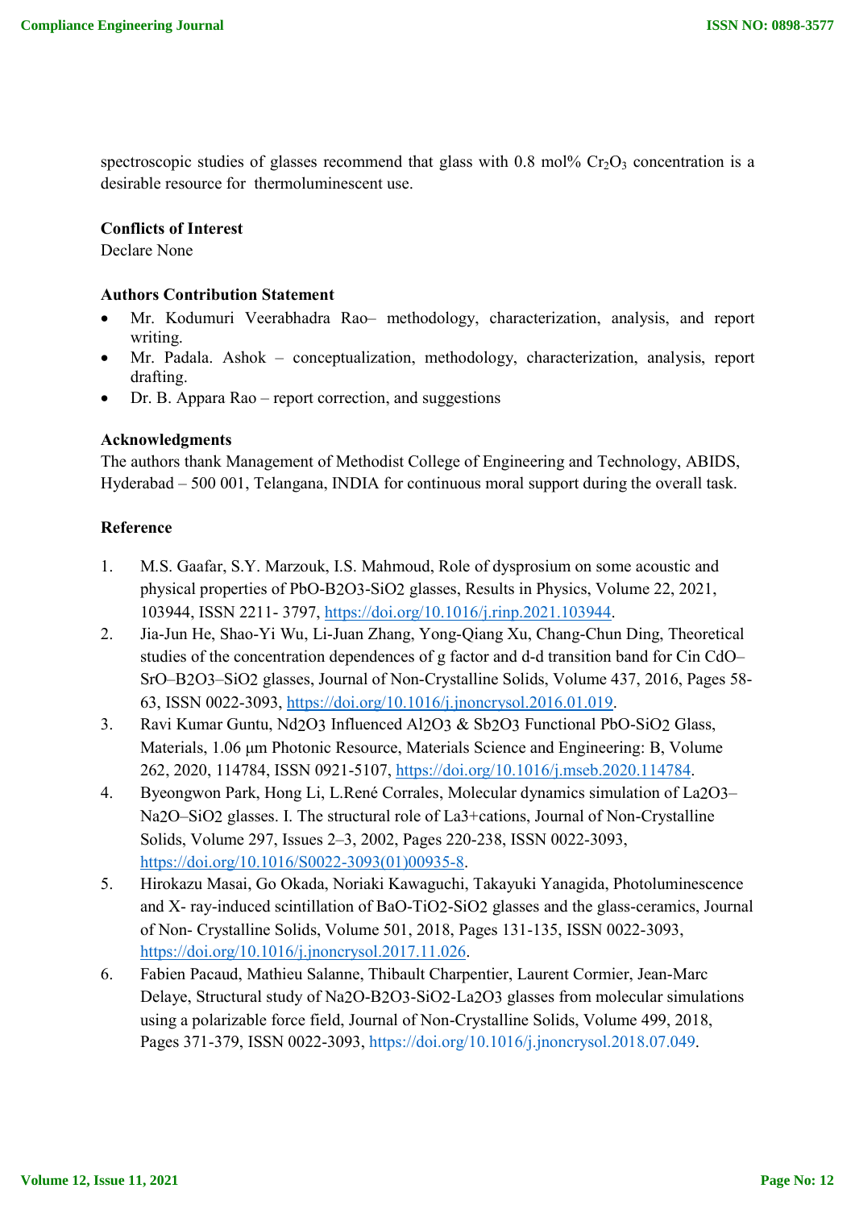spectroscopic studies of glasses recommend that glass with 0.8 mol% $Cr_2O_3$ concentration is a desirable resource for thermoluminescent use.

**Conflicts of Interest**
Declare None

**Authors Contribution Statement**

- Mr. Kodumuri Veerabhadra Rao– methodology, characterization, analysis, and report writing.
- Mr. Padala. Ashok – conceptualization, methodology, characterization, analysis, report drafting.
- Dr. B. Appara Rao – report correction, and suggestions

**Acknowledgments**
The authors thank Management of Methodist College of Engineering and Technology, ABIDS, Hyderabad – 500 001, Telangana, INDIA for continuous moral support during the overall task.

**Reference**

1. M.S. Gaafar, S.Y. Marzouk, I.S. Mahmoud, Role of dysprosium on some acoustic and physical properties of PbO-B2O3-SiO2 glasses, Results in Physics, Volume 22, 2021, 103944, ISSN 2211- 3797, https://doi.org/10.1016/j.rinp.2021.103944.
2. Jia-Jun He, Shao-Yi Wu, Li-Juan Zhang, Yong-Qiang Xu, Chang-Chun Ding, Theoretical studies of the concentration dependences of g factor and d-d transition band for Cin CdO–SrO–B2O3–SiO2 glasses, Journal of Non-Crystalline Solids, Volume 437, 2016, Pages 58-63, ISSN 0022-3093, https://doi.org/10.1016/j.jnoncrysol.2016.01.019.
3. Ravi Kumar Guntu, Nd2O3 Influenced Al2O3 & Sb2O3 Functional PbO-SiO2 Glass, Materials, 1.06 μm Photonic Resource, Materials Science and Engineering: B, Volume 262, 2020, 114784, ISSN 0921-5107, https://doi.org/10.1016/j.mseb.2020.114784.
4. Byeongwon Park, Hong Li, L.René Corrales, Molecular dynamics simulation of La2O3–Na2O–SiO2 glasses. I. The structural role of La3+cations, Journal of Non-Crystalline Solids, Volume 297, Issues 2–3, 2002, Pages 220-238, ISSN 0022-3093, https://doi.org/10.1016/S0022-3093(01)00935-8.
5. Hirokazu Masai, Go Okada, Noriaki Kawaguchi, Takayuki Yanagida, Photoluminescence and X- ray-induced scintillation of BaO-TiO2-SiO2 glasses and the glass-ceramics, Journal of Non- Crystalline Solids, Volume 501, 2018, Pages 131-135, ISSN 0022-3093, https://doi.org/10.1016/j.jnoncrysol.2017.11.026.
6. Fabien Pacaud, Mathieu Salanne, Thibault Charpentier, Laurent Cormier, Jean-Marc Delaye, Structural study of Na2O-B2O3-SiO2-La2O3 glasses from molecular simulations using a polarizable force field, Journal of Non-Crystalline Solids, Volume 499, 2018, Pages 371-379, ISSN 0022-3093, https://doi.org/10.1016/j.jnoncrysol.2018.07.049.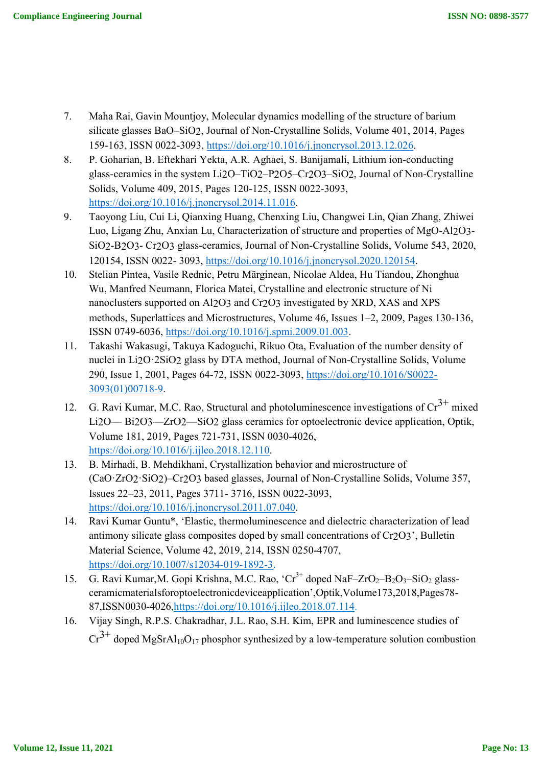7. Maha Rai, Gavin Mountjoy, Molecular dynamics modelling of the structure of barium silicate glasses $BaO–SiO_2$, Journal of Non-Crystalline Solids, Volume 401, 2014, Pages 159-163, ISSN 0022-3093, https://doi.org/10.1016/j.jnoncrysol.2013.12.026.
8. P. Goharian, B. Eftekhari Yekta, A.R. Aghaei, S. Banijamali, Lithium ion-conducting glass-ceramics in the system $Li_2O–TiO_2–P_2O_5–Cr_2O_3–SiO_2$, Journal of Non-Crystalline Solids, Volume 409, 2015, Pages 120-125, ISSN 0022-3093, https://doi.org/10.1016/j.jnoncrysol.2014.11.016.
9. Taoyong Liu, Cui Li, Qianxing Huang, Chenxing Liu, Changwei Lin, Qian Zhang, Zhiwei Luo, Ligang Zhu, Anxian Lu, Characterization of structure and properties of $MgO-Al_2O_3-SiO_2-B_2O_3-Cr_2O_3$ glass-ceramics, Journal of Non-Crystalline Solids, Volume 543, 2020, 120154, ISSN 0022- 3093, https://doi.org/10.1016/j.jnoncrysol.2020.120154.
10. Stelian Pintea, Vasile Rednic, Petru Mărginean, Nicolae Aldea, Hu Tiandou, Zhonghua Wu, Manfred Neumann, Florica Matei, Crystalline and electronic structure of Ni nanoclusters supported on $Al_2O_3$ and $Cr_2O_3$ investigated by XRD, XAS and XPS methods, Superlattices and Microstructures, Volume 46, Issues 1–2, 2009, Pages 130-136, ISSN 0749-6036, https://doi.org/10.1016/j.spmi.2009.01.003.
11. Takashi Wakasugi, Takuya Kadoguchi, Rikuo Ota, Evaluation of the number density of nuclei in $Li_2O·2SiO_2$ glass by DTA method, Journal of Non-Crystalline Solids, Volume 290, Issue 1, 2001, Pages 64-72, ISSN 0022-3093, https://doi.org/10.1016/S0022-3093(01)00718-9.
12. G. Ravi Kumar, M.C. Rao, Structural and photoluminescence investigations of $Cr^{3+}$ mixed $Li_2O—Bi_2O_3—ZrO_2—SiO_2$ glass ceramics for optoelectronic device application, Optik, Volume 181, 2019, Pages 721-731, ISSN 0030-4026, https://doi.org/10.1016/j.ijleo.2018.12.110.
13. B. Mirhadi, B. Mehdikhani, Crystallization behavior and microstructure of $(CaO·ZrO_2·SiO_2)–Cr_2O_3$ based glasses, Journal of Non-Crystalline Solids, Volume 357, Issues 22–23, 2011, Pages 3711- 3716, ISSN 0022-3093, https://doi.org/10.1016/j.jnoncrysol.2011.07.040.
14. Ravi Kumar Guntu*, 'Elastic, thermoluminescence and dielectric characterization of lead antimony silicate glass composites doped by small concentrations of $Cr_2O_3$', Bulletin Material Science, Volume 42, 2019, 214, ISSN 0250-4707, https://doi.org/10.1007/s12034-019-1892-3.
15. G. Ravi Kumar,M. Gopi Krishna, M.C. Rao, '$Cr^{3+}$ doped $NaF–ZrO_2–B_2O_3–SiO_2$ glass-ceramicmaterialsforoptoelectronicdeviceapplication',Optik,Volume173,2018,Pages78-87,ISSN0030-4026,https://doi.org/10.1016/j.ijleo.2018.07.114.
16. Vijay Singh, R.P.S. Chakradhar, J.L. Rao, S.H. Kim, EPR and luminescence studies of $Cr^{3+}$ doped $MgSrAl_{10}O_{17}$ phosphor synthesized by a low-temperature solution combustion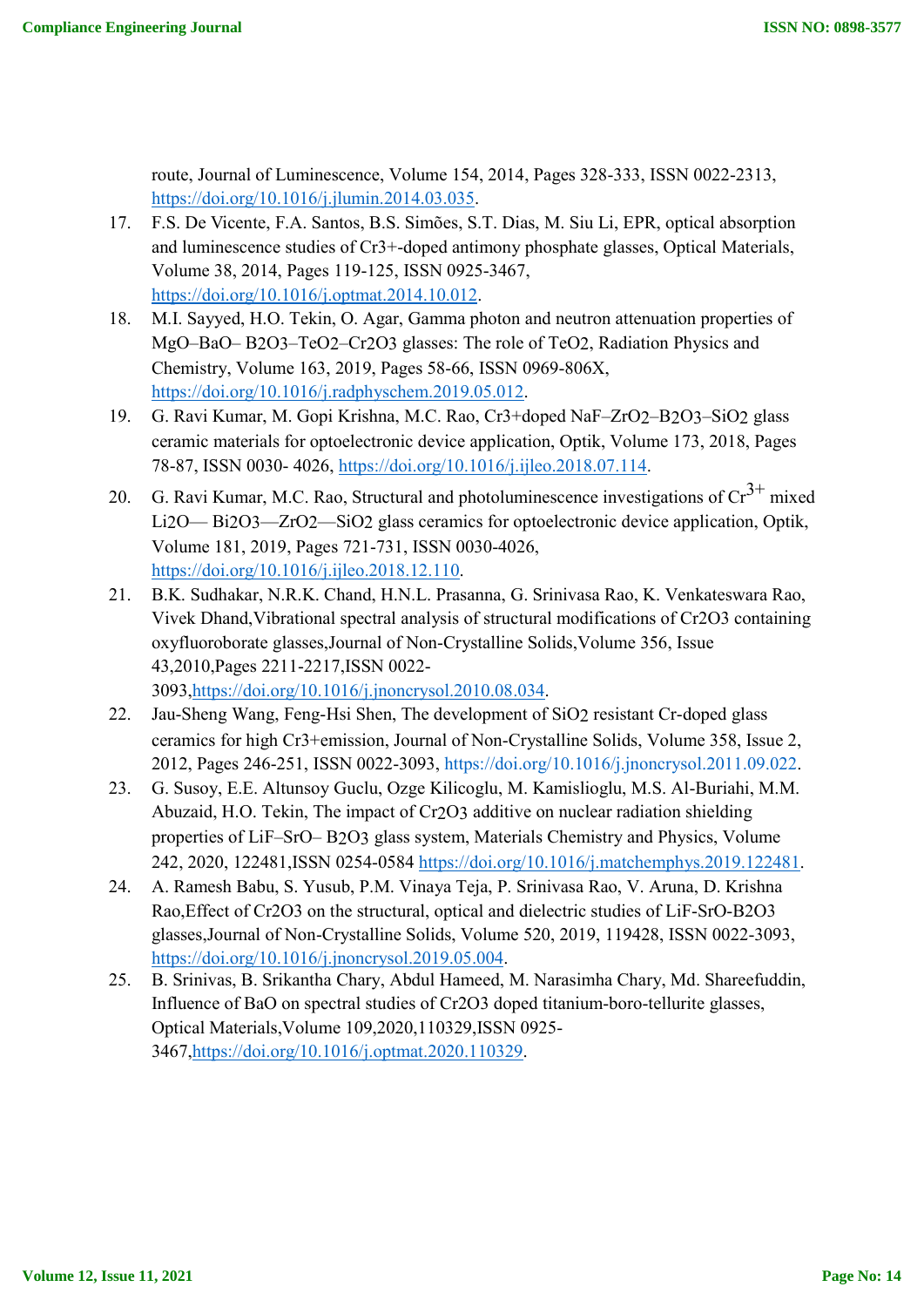route, Journal of Luminescence, Volume 154, 2014, Pages 328-333, ISSN 0022-2313, https://doi.org/10.1016/j.jlumin.2014.03.035.

17. F.S. De Vicente, F.A. Santos, B.S. Simões, S.T. Dias, M. Siu Li, EPR, optical absorption and luminescence studies of $Cr^{3+}$-doped antimony phosphate glasses, Optical Materials, Volume 38, 2014, Pages 119-125, ISSN 0925-3467, https://doi.org/10.1016/j.optmat.2014.10.012.
18. M.I. Sayyed, H.O. Tekin, O. Agar, Gamma photon and neutron attenuation properties of MgO–BaO– $B_2O_3$–$TeO_2$–$Cr_2O_3$ glasses: The role of $TeO_2$, Radiation Physics and Chemistry, Volume 163, 2019, Pages 58-66, ISSN 0969-806X, https://doi.org/10.1016/j.radphyschem.2019.05.012.
19. G. Ravi Kumar, M. Gopi Krishna, M.C. Rao, $Cr^{3+}$doped NaF–$ZrO_2$–$B_2O_3$–$SiO_2$ glass ceramic materials for optoelectronic device application, Optik, Volume 173, 2018, Pages 78-87, ISSN 0030- 4026, https://doi.org/10.1016/j.ijleo.2018.07.114.
20. G. Ravi Kumar, M.C. Rao, Structural and photoluminescence investigations of $Cr^{3+}$ mixed $Li_2O$— $Bi_2O_3$—$ZrO_2$—$SiO_2$ glass ceramics for optoelectronic device application, Optik, Volume 181, 2019, Pages 721-731, ISSN 0030-4026, https://doi.org/10.1016/j.ijleo.2018.12.110.
21. B.K. Sudhakar, N.R.K. Chand, H.N.L. Prasanna, G. Srinivasa Rao, K. Venkateswara Rao, Vivek Dhand,Vibrational spectral analysis of structural modifications of $Cr_2O_3$ containing oxyfluoroborate glasses,Journal of Non-Crystalline Solids,Volume 356, Issue 43,2010,Pages 2211-2217,ISSN 0022-3093,https://doi.org/10.1016/j.jnoncrysol.2010.08.034.
22. Jau-Sheng Wang, Feng-Hsi Shen, The development of $SiO_2$ resistant Cr-doped glass ceramics for high $Cr^{3+}$emission, Journal of Non-Crystalline Solids, Volume 358, Issue 2, 2012, Pages 246-251, ISSN 0022-3093, https://doi.org/10.1016/j.jnoncrysol.2011.09.022.
23. G. Susoy, E.E. Altunsoy Guclu, Ozge Kilicoglu, M. Kamislioglu, M.S. Al-Buriahi, M.M. Abuzaid, H.O. Tekin, The impact of $Cr_2O_3$ additive on nuclear radiation shielding properties of LiF–SrO– $B_2O_3$ glass system, Materials Chemistry and Physics, Volume 242, 2020, 122481,ISSN 0254-0584 https://doi.org/10.1016/j.matchemphys.2019.122481.
24. A. Ramesh Babu, S. Yusub, P.M. Vinaya Teja, P. Srinivasa Rao, V. Aruna, D. Krishna Rao,Effect of $Cr_2O_3$ on the structural, optical and dielectric studies of LiF-SrO-$B_2O_3$ glasses,Journal of Non-Crystalline Solids, Volume 520, 2019, 119428, ISSN 0022-3093, https://doi.org/10.1016/j.jnoncrysol.2019.05.004.
25. B. Srinivas, B. Srikantha Chary, Abdul Hameed, M. Narasimha Chary, Md. Shareefuddin, Influence of BaO on spectral studies of $Cr_2O_3$ doped titanium-boro-tellurite glasses, Optical Materials,Volume 109,2020,110329,ISSN 0925-3467,https://doi.org/10.1016/j.optmat.2020.110329.